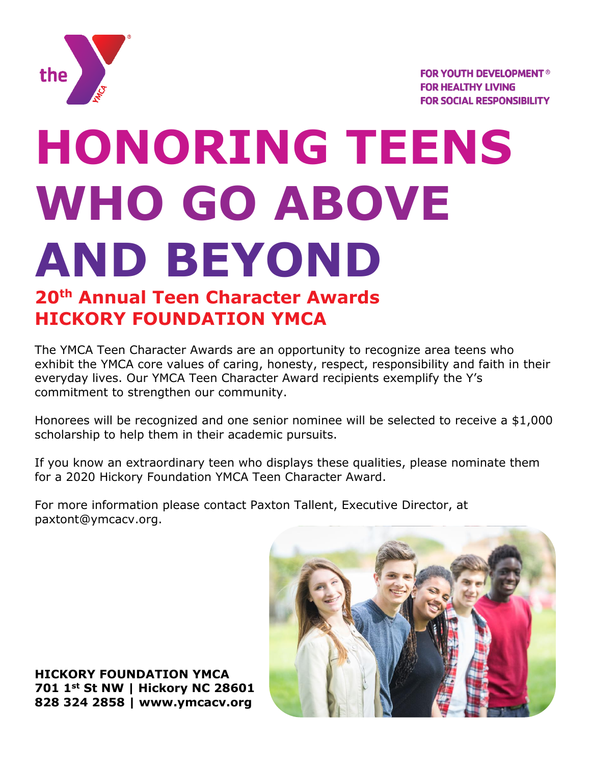FOR YOUTH DEVELOPMENT®
FOR HEALTHY LIVING
FOR SOCIAL RESPONSIBILITY

# HONORING TEENS WHO GO ABOVE AND BEYOND

## 20th Annual Teen Character Awards
## HICKORY FOUNDATION YMCA

The YMCA Teen Character Awards are an opportunity to recognize area teens who exhibit the YMCA core values of caring, honesty, respect, responsibility and faith in their everyday lives. Our YMCA Teen Character Award recipients exemplify the Y's commitment to strengthen our community.

Honorees will be recognized and one senior nominee will be selected to receive a $1,000 scholarship to help them in their academic pursuits.

If you know an extraordinary teen who displays these qualities, please nominate them for a 2020 Hickory Foundation YMCA Teen Character Award.

For more information please contact Paxton Tallent, Executive Director, at paxtont@ymcacv.org.

**HICKORY FOUNDATION YMCA**
**701 1st St NW | Hickory NC 28601**
**828 324 2858 | www.ymcacv.org**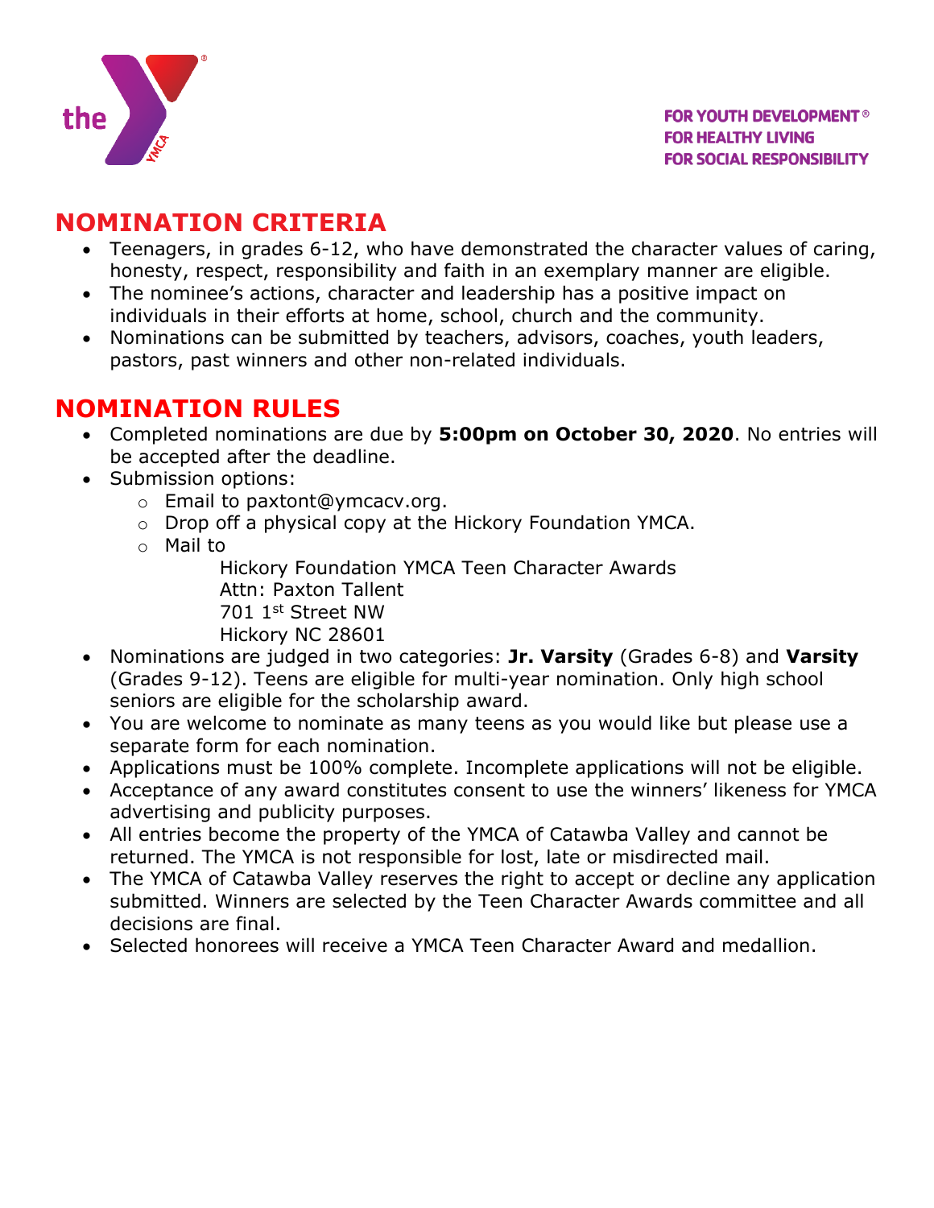FOR YOUTH DEVELOPMENT®
FOR HEALTHY LIVING
FOR SOCIAL RESPONSIBILITY

## NOMINATION CRITERIA

- Teenagers, in grades 6-12, who have demonstrated the character values of caring, honesty, respect, responsibility and faith in an exemplary manner are eligible.
- The nominee's actions, character and leadership has a positive impact on individuals in their efforts at home, school, church and the community.
- Nominations can be submitted by teachers, advisors, coaches, youth leaders, pastors, past winners and other non-related individuals.

## NOMINATION RULES

- Completed nominations are due by **5:00pm on October 30, 2020**. No entries will be accepted after the deadline.
- Submission options:
  - Email to paxtont@ymcacv.org.
  - Drop off a physical copy at the Hickory Foundation YMCA.
  - Mail to

    Hickory Foundation YMCA Teen Character Awards
    Attn: Paxton Tallent
    701 1st Street NW
    Hickory NC 28601
- Nominations are judged in two categories: **Jr. Varsity** (Grades 6-8) and **Varsity** (Grades 9-12). Teens are eligible for multi-year nomination. Only high school seniors are eligible for the scholarship award.
- You are welcome to nominate as many teens as you would like but please use a separate form for each nomination.
- Applications must be 100% complete. Incomplete applications will not be eligible.
- Acceptance of any award constitutes consent to use the winners' likeness for YMCA advertising and publicity purposes.
- All entries become the property of the YMCA of Catawba Valley and cannot be returned. The YMCA is not responsible for lost, late or misdirected mail.
- The YMCA of Catawba Valley reserves the right to accept or decline any application submitted. Winners are selected by the Teen Character Awards committee and all decisions are final.
- Selected honorees will receive a YMCA Teen Character Award and medallion.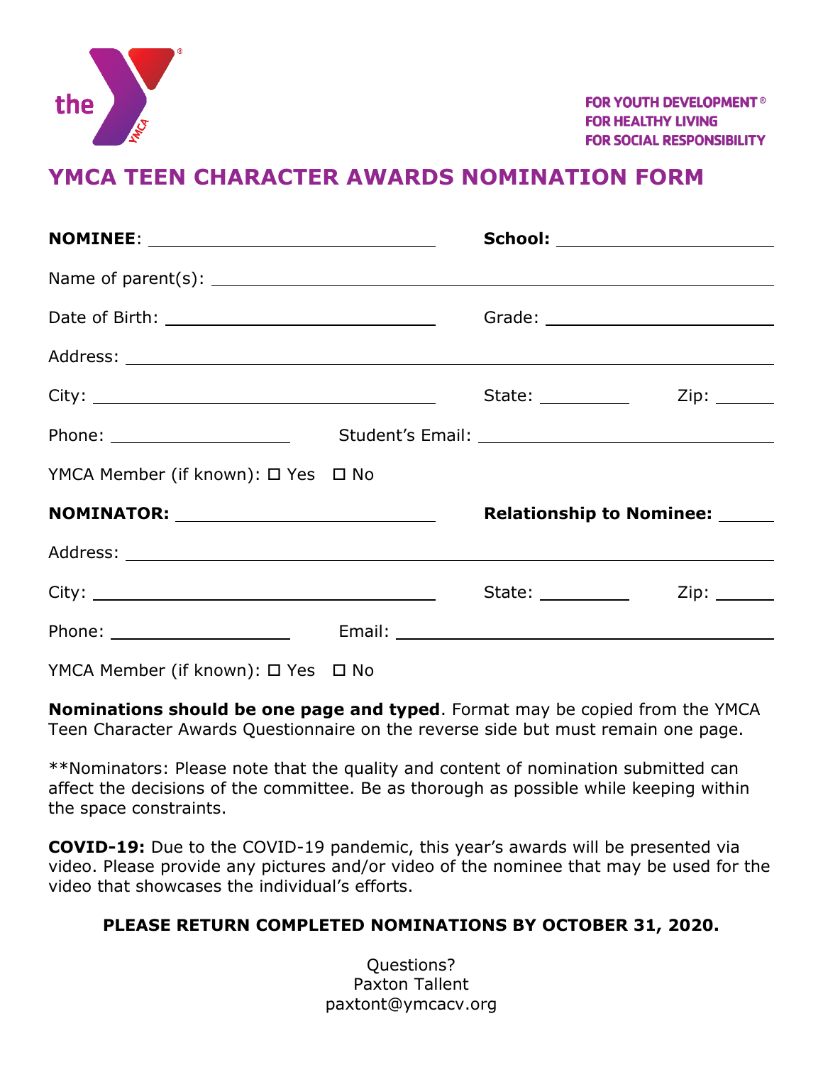FOR YOUTH DEVELOPMENT®
FOR HEALTHY LIVING
FOR SOCIAL RESPONSIBILITY

# YMCA TEEN CHARACTER AWARDS NOMINATION FORM

**NOMINEE**: ______________________________ **School:** ______________________

Name of parent(s): ______________________________________________________

Date of Birth: ___________________________ Grade: ________________________

Address: _______________________________________________________________

City: __________________________________ State: __________ Zip: _______

Phone: __________________ Student's Email: ______________________________

YMCA Member (if known): ☐ Yes ☐ No

**NOMINATOR:** ___________________________ **Relationship to Nominee:** ______

Address: _______________________________________________________________

City: __________________________________ State: __________ Zip: _______

Phone: __________________ Email: ________________________________________

YMCA Member (if known): ☐ Yes ☐ No

**Nominations should be one page and typed**. Format may be copied from the YMCA Teen Character Awards Questionnaire on the reverse side but must remain one page.

**Nominators: Please note that the quality and content of nomination submitted can affect the decisions of the committee. Be as thorough as possible while keeping within the space constraints.

**COVID-19:** Due to the COVID-19 pandemic, this year's awards will be presented via video. Please provide any pictures and/or video of the nominee that may be used for the video that showcases the individual's efforts.

**PLEASE RETURN COMPLETED NOMINATIONS BY OCTOBER 31, 2020.**

Questions?
Paxton Tallent
paxtont@ymcacv.org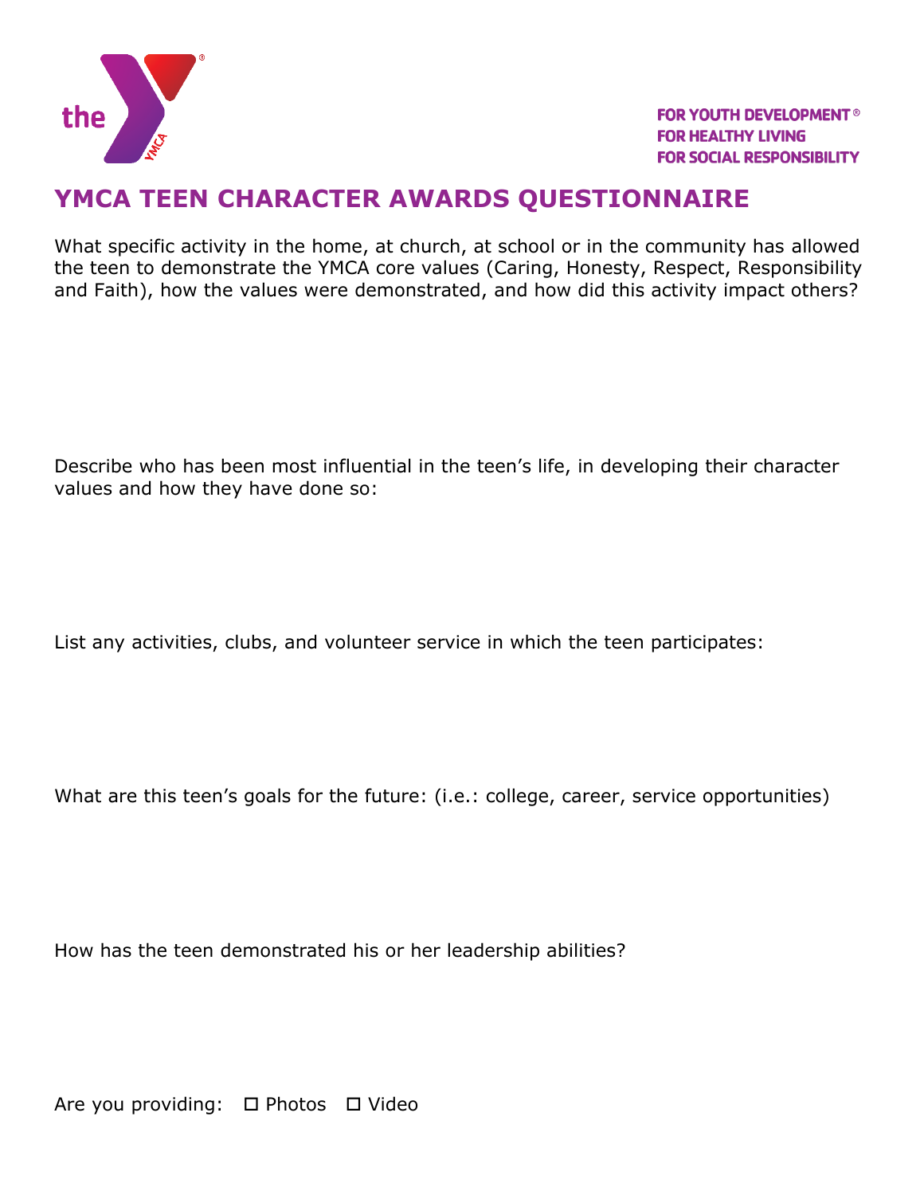FOR YOUTH DEVELOPMENT®
FOR HEALTHY LIVING
FOR SOCIAL RESPONSIBILITY

# YMCA TEEN CHARACTER AWARDS QUESTIONNAIRE

What specific activity in the home, at church, at school or in the community has allowed the teen to demonstrate the YMCA core values (Caring, Honesty, Respect, Responsibility and Faith), how the values were demonstrated, and how did this activity impact others?

Describe who has been most influential in the teen's life, in developing their character values and how they have done so:

List any activities, clubs, and volunteer service in which the teen participates:

What are this teen's goals for the future: (i.e.: college, career, service opportunities)

How has the teen demonstrated his or her leadership abilities?

Are you providing: ☐ Photos ☐ Video